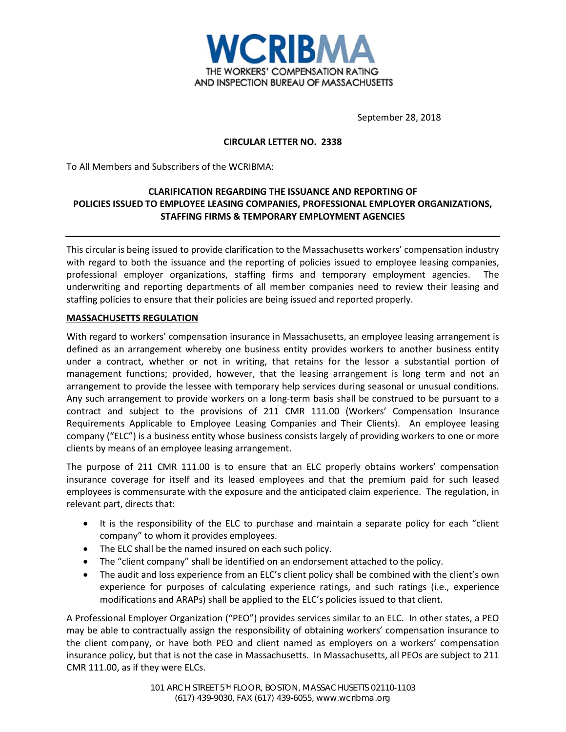WCRIBMA
THE WORKERS' COMPENSATION RATING AND INSPECTION BUREAU OF MASSACHUSETTS

September 28, 2018

**CIRCULAR LETTER NO. 2338**

To All Members and Subscribers of the WCRIBMA:

**CLARIFICATION REGARDING THE ISSUANCE AND REPORTING OF POLICIES ISSUED TO EMPLOYEE LEASING COMPANIES, PROFESSIONAL EMPLOYER ORGANIZATIONS, STAFFING FIRMS & TEMPORARY EMPLOYMENT AGENCIES**

---

This circular is being issued to provide clarification to the Massachusetts workers' compensation industry with regard to both the issuance and the reporting of policies issued to employee leasing companies, professional employer organizations, staffing firms and temporary employment agencies. The underwriting and reporting departments of all member companies need to review their leasing and staffing policies to ensure that their policies are being issued and reported properly.

## MASSACHUSETTS REGULATION

With regard to workers' compensation insurance in Massachusetts, an employee leasing arrangement is defined as an arrangement whereby one business entity provides workers to another business entity under a contract, whether or not in writing, that retains for the lessor a substantial portion of management functions; provided, however, that the leasing arrangement is long term and not an arrangement to provide the lessee with temporary help services during seasonal or unusual conditions. Any such arrangement to provide workers on a long-term basis shall be construed to be pursuant to a contract and subject to the provisions of 211 CMR 111.00 (Workers' Compensation Insurance Requirements Applicable to Employee Leasing Companies and Their Clients). An employee leasing company ("ELC") is a business entity whose business consists largely of providing workers to one or more clients by means of an employee leasing arrangement.

The purpose of 211 CMR 111.00 is to ensure that an ELC properly obtains workers' compensation insurance coverage for itself and its leased employees and that the premium paid for such leased employees is commensurate with the exposure and the anticipated claim experience. The regulation, in relevant part, directs that:

- It is the responsibility of the ELC to purchase and maintain a separate policy for each "client company" to whom it provides employees.
- The ELC shall be the named insured on each such policy.
- The "client company" shall be identified on an endorsement attached to the policy.
- The audit and loss experience from an ELC's client policy shall be combined with the client's own experience for purposes of calculating experience ratings, and such ratings (i.e., experience modifications and ARAPs) shall be applied to the ELC's policies issued to that client.

A Professional Employer Organization ("PEO") provides services similar to an ELC. In other states, a PEO may be able to contractually assign the responsibility of obtaining workers' compensation insurance to the client company, or have both PEO and client named as employers on a workers' compensation insurance policy, but that is not the case in Massachusetts. In Massachusetts, all PEOs are subject to 211 CMR 111.00, as if they were ELCs.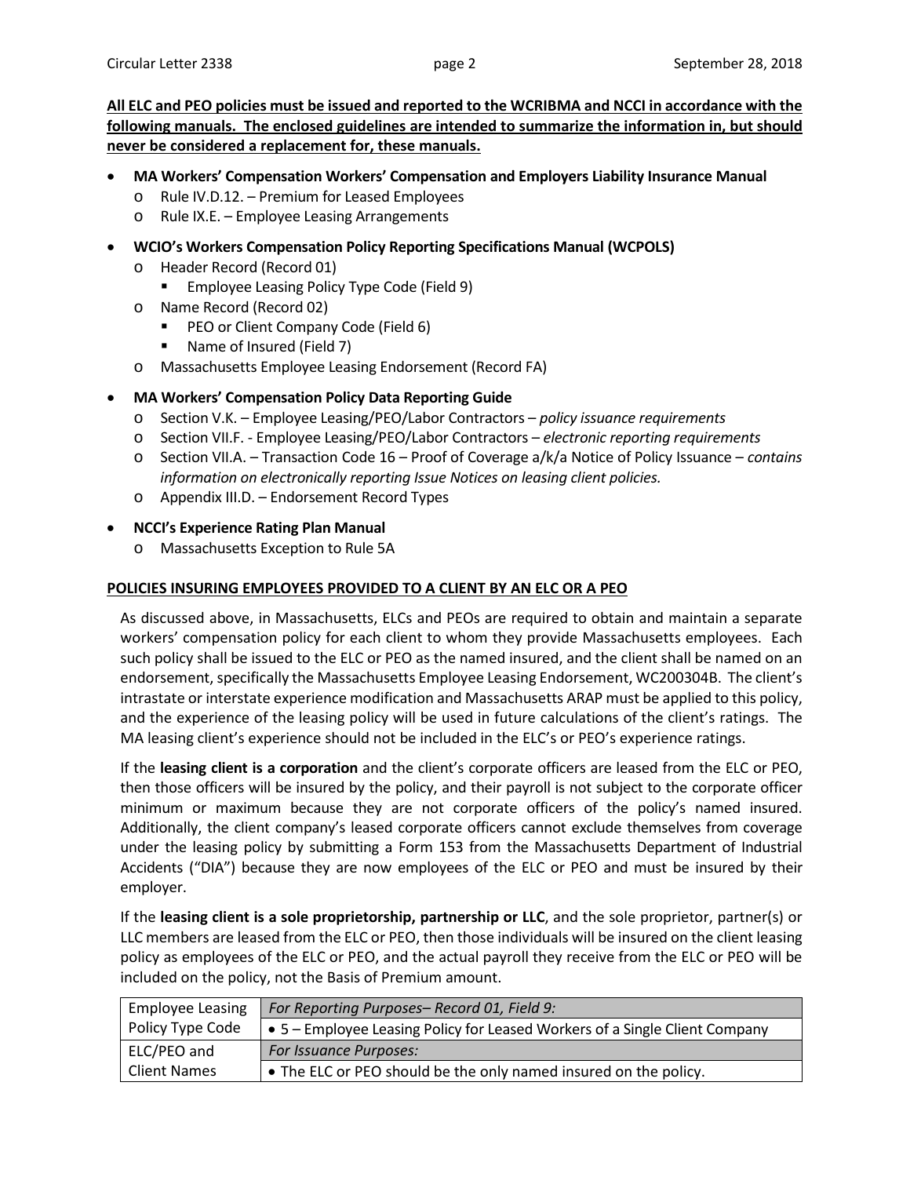**All ELC and PEO policies must be issued and reported to the WCRIBMA and NCCI in accordance with the following manuals. The enclosed guidelines are intended to summarize the information in, but should never be considered a replacement for, these manuals.**

- **MA Workers' Compensation Workers' Compensation and Employers Liability Insurance Manual**
  - Rule IV.D.12. – Premium for Leased Employees
  - Rule IX.E. – Employee Leasing Arrangements
- **WCIO's Workers Compensation Policy Reporting Specifications Manual (WCPOLS)**
  - Header Record (Record 01)
    - Employee Leasing Policy Type Code (Field 9)
  - Name Record (Record 02)
    - PEO or Client Company Code (Field 6)
    - Name of Insured (Field 7)
  - Massachusetts Employee Leasing Endorsement (Record FA)
- **MA Workers' Compensation Policy Data Reporting Guide**
  - Section V.K. – Employee Leasing/PEO/Labor Contractors – *policy issuance requirements*
  - Section VII.F. - Employee Leasing/PEO/Labor Contractors – *electronic reporting requirements*
  - Section VII.A. – Transaction Code 16 – Proof of Coverage a/k/a Notice of Policy Issuance – *contains information on electronically reporting Issue Notices on leasing client policies.*
  - Appendix III.D. – Endorsement Record Types
- **NCCI's Experience Rating Plan Manual**
  - Massachusetts Exception to Rule 5A

**POLICIES INSURING EMPLOYEES PROVIDED TO A CLIENT BY AN ELC OR A PEO**

As discussed above, in Massachusetts, ELCs and PEOs are required to obtain and maintain a separate workers' compensation policy for each client to whom they provide Massachusetts employees. Each such policy shall be issued to the ELC or PEO as the named insured, and the client shall be named on an endorsement, specifically the Massachusetts Employee Leasing Endorsement, WC200304B. The client's intrastate or interstate experience modification and Massachusetts ARAP must be applied to this policy, and the experience of the leasing policy will be used in future calculations of the client's ratings. The MA leasing client's experience should not be included in the ELC's or PEO's experience ratings.

If the **leasing client is a corporation** and the client's corporate officers are leased from the ELC or PEO, then those officers will be insured by the policy, and their payroll is not subject to the corporate officer minimum or maximum because they are not corporate officers of the policy's named insured. Additionally, the client company's leased corporate officers cannot exclude themselves from coverage under the leasing policy by submitting a Form 153 from the Massachusetts Department of Industrial Accidents ("DIA") because they are now employees of the ELC or PEO and must be insured by their employer.

If the **leasing client is a sole proprietorship, partnership or LLC**, and the sole proprietor, partner(s) or LLC members are leased from the ELC or PEO, then those individuals will be insured on the client leasing policy as employees of the ELC or PEO, and the actual payroll they receive from the ELC or PEO will be included on the policy, not the Basis of Premium amount.

| Employee Leasing Policy Type Code | *For Reporting Purposes– Record 01, Field 9:* |
|---|---|
| | • 5 – Employee Leasing Policy for Leased Workers of a Single Client Company |
| ELC/PEO and Client Names | *For Issuance Purposes:* |
| | • The ELC or PEO should be the only named insured on the policy. |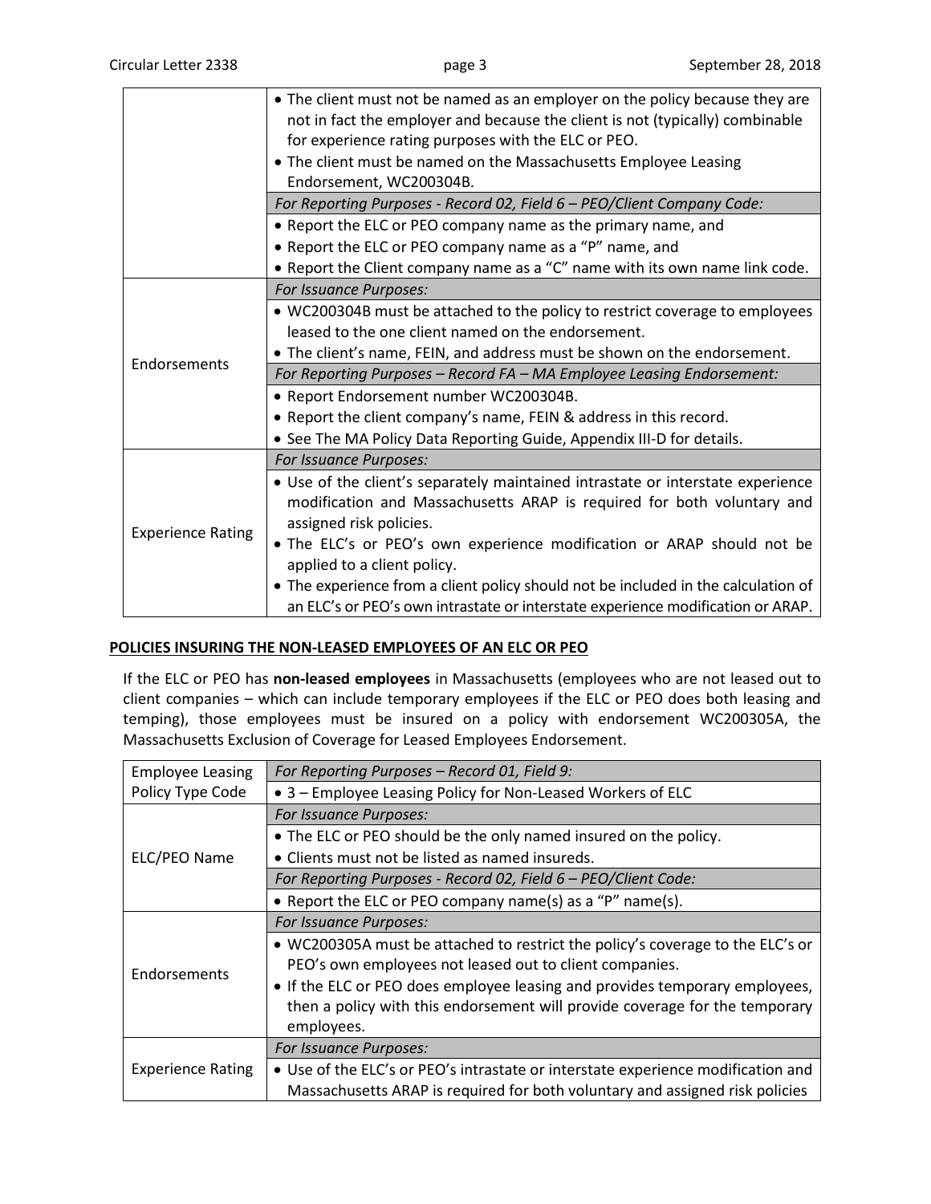| | |
|---|---|
| | • The client must not be named as an employer on the policy because they are not in fact the employer and because the client is not (typically) combinable for experience rating purposes with the ELC or PEO.<br>• The client must be named on the Massachusetts Employee Leasing Endorsement, WC200304B. |
| | *For Reporting Purposes - Record 02, Field 6 – PEO/Client Company Code:* |
| | • Report the ELC or PEO company name as the primary name, and<br>• Report the ELC or PEO company name as a "P" name, and<br>• Report the Client company name as a "C" name with its own name link code. |
| Endorsements | *For Issuance Purposes:* |
| | • WC200304B must be attached to the policy to restrict coverage to employees leased to the one client named on the endorsement.<br>• The client's name, FEIN, and address must be shown on the endorsement. |
| | *For Reporting Purposes – Record FA – MA Employee Leasing Endorsement:* |
| | • Report Endorsement number WC200304B.<br>• Report the client company's name, FEIN & address in this record.<br>• See The MA Policy Data Reporting Guide, Appendix III-D for details. |
| Experience Rating | *For Issuance Purposes:* |
| | • Use of the client's separately maintained intrastate or interstate experience modification and Massachusetts ARAP is required for both voluntary and assigned risk policies.<br>• The ELC's or PEO's own experience modification or ARAP should not be applied to a client policy.<br>• The experience from a client policy should not be included in the calculation of an ELC's or PEO's own intrastate or interstate experience modification or ARAP. |

## POLICIES INSURING THE NON-LEASED EMPLOYEES OF AN ELC OR PEO

If the ELC or PEO has **non-leased employees** in Massachusetts (employees who are not leased out to client companies – which can include temporary employees if the ELC or PEO does both leasing and temping), those employees must be insured on a policy with endorsement WC200305A, the Massachusetts Exclusion of Coverage for Leased Employees Endorsement.

| | |
|---|---|
| Employee Leasing Policy Type Code | *For Reporting Purposes – Record 01, Field 9:* |
| | • 3 – Employee Leasing Policy for Non-Leased Workers of ELC |
| ELC/PEO Name | *For Issuance Purposes:* |
| | • The ELC or PEO should be the only named insured on the policy.<br>• Clients must not be listed as named insureds. |
| | *For Reporting Purposes - Record 02, Field 6 – PEO/Client Code:* |
| | • Report the ELC or PEO company name(s) as a "P" name(s). |
| Endorsements | *For Issuance Purposes:* |
| | • WC200305A must be attached to restrict the policy's coverage to the ELC's or PEO's own employees not leased out to client companies.<br>• If the ELC or PEO does employee leasing and provides temporary employees, then a policy with this endorsement will provide coverage for the temporary employees. |
| Experience Rating | *For Issuance Purposes:* |
| | • Use of the ELC's or PEO's intrastate or interstate experience modification and Massachusetts ARAP is required for both voluntary and assigned risk policies |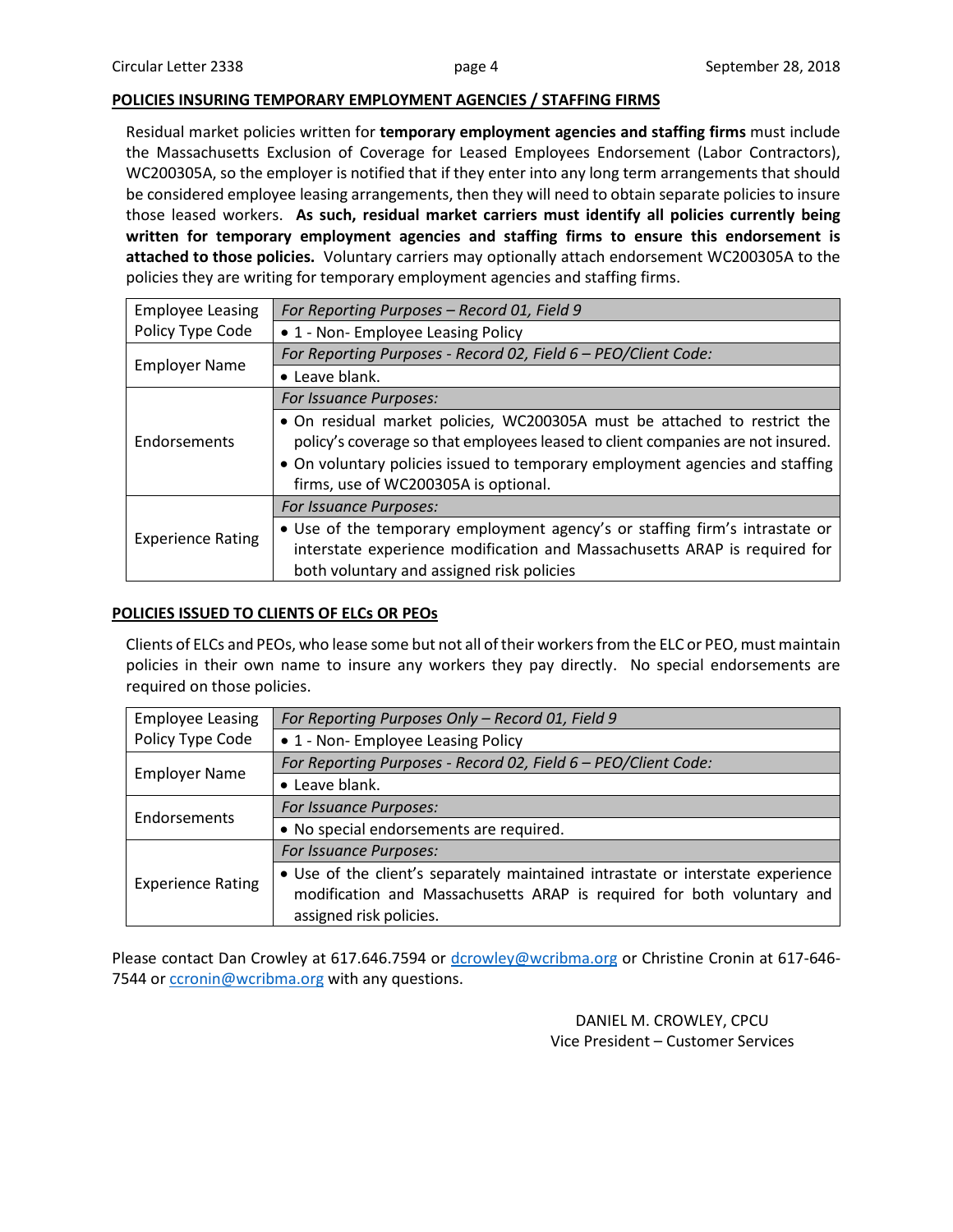**POLICIES INSURING TEMPORARY EMPLOYMENT AGENCIES / STAFFING FIRMS**

Residual market policies written for **temporary employment agencies and staffing firms** must include the Massachusetts Exclusion of Coverage for Leased Employees Endorsement (Labor Contractors), WC200305A, so the employer is notified that if they enter into any long term arrangements that should be considered employee leasing arrangements, then they will need to obtain separate policies to insure those leased workers. **As such, residual market carriers must identify all policies currently being written for temporary employment agencies and staffing firms to ensure this endorsement is attached to those policies.** Voluntary carriers may optionally attach endorsement WC200305A to the policies they are writing for temporary employment agencies and staffing firms.

| | |
|---|---|
| Employee Leasing Policy Type Code | *For Reporting Purposes – Record 01, Field 9* |
| | • 1 - Non- Employee Leasing Policy |
| Employer Name | *For Reporting Purposes - Record 02, Field 6 – PEO/Client Code:* |
| | • Leave blank. |
| Endorsements | *For Issuance Purposes:* |
| | • On residual market policies, WC200305A must be attached to restrict the policy's coverage so that employees leased to client companies are not insured.<br>• On voluntary policies issued to temporary employment agencies and staffing firms, use of WC200305A is optional. |
| Experience Rating | *For Issuance Purposes:* |
| | • Use of the temporary employment agency's or staffing firm's intrastate or interstate experience modification and Massachusetts ARAP is required for both voluntary and assigned risk policies |

**POLICIES ISSUED TO CLIENTS OF ELCs OR PEOs**

Clients of ELCs and PEOs, who lease some but not all of their workers from the ELC or PEO, must maintain policies in their own name to insure any workers they pay directly. No special endorsements are required on those policies.

| | |
|---|---|
| Employee Leasing Policy Type Code | *For Reporting Purposes Only – Record 01, Field 9* |
| | • 1 - Non- Employee Leasing Policy |
| Employer Name | *For Reporting Purposes - Record 02, Field 6 – PEO/Client Code:* |
| | • Leave blank. |
| Endorsements | *For Issuance Purposes:* |
| | • No special endorsements are required. |
| Experience Rating | *For Issuance Purposes:* |
| | • Use of the client's separately maintained intrastate or interstate experience modification and Massachusetts ARAP is required for both voluntary and assigned risk policies. |

Please contact Dan Crowley at 617.646.7594 or dcrowley@wcribma.org or Christine Cronin at 617-646-7544 or ccronin@wcribma.org with any questions.

DANIEL M. CROWLEY, CPCU
Vice President – Customer Services